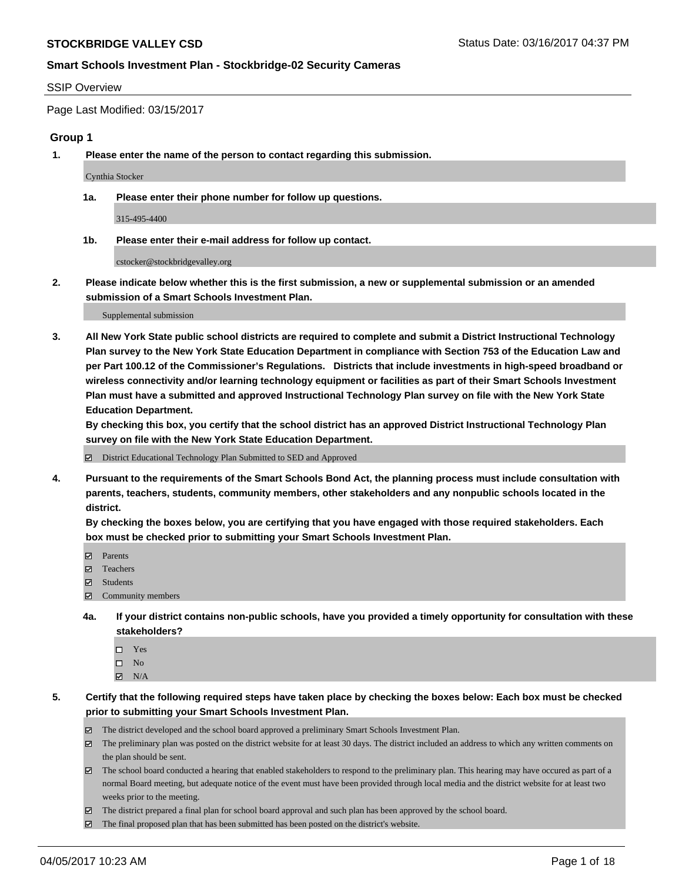**STOCKBRIDGE VALLEY CSD**

Status Date: 03/16/2017 04:37 PM

**Smart Schools Investment Plan - Stockbridge-02 Security Cameras**

SSIP Overview

Page Last Modified: 03/15/2017

## Group 1

**1. Please enter the name of the person to contact regarding this submission.**

Cynthia Stocker

**1a. Please enter their phone number for follow up questions.**

315-495-4400

**1b. Please enter their e-mail address for follow up contact.**

cstocker@stockbridgevalley.org

**2. Please indicate below whether this is the first submission, a new or supplemental submission or an amended submission of a Smart Schools Investment Plan.**

Supplemental submission

**3. All New York State public school districts are required to complete and submit a District Instructional Technology Plan survey to the New York State Education Department in compliance with Section 753 of the Education Law and per Part 100.12 of the Commissioner's Regulations. Districts that include investments in high-speed broadband or wireless connectivity and/or learning technology equipment or facilities as part of their Smart Schools Investment Plan must have a submitted and approved Instructional Technology Plan survey on file with the New York State Education Department.**
**By checking this box, you certify that the school district has an approved District Instructional Technology Plan survey on file with the New York State Education Department.**

- [x] District Educational Technology Plan Submitted to SED and Approved

**4. Pursuant to the requirements of the Smart Schools Bond Act, the planning process must include consultation with parents, teachers, students, community members, other stakeholders and any nonpublic schools located in the district.**
**By checking the boxes below, you are certifying that you have engaged with those required stakeholders. Each box must be checked prior to submitting your Smart Schools Investment Plan.**

- [x] Parents
- [x] Teachers
- [x] Students
- [x] Community members

**4a. If your district contains non-public schools, have you provided a timely opportunity for consultation with these stakeholders?**

- [ ] Yes
- [ ] No
- [x] N/A

**5. Certify that the following required steps have taken place by checking the boxes below: Each box must be checked prior to submitting your Smart Schools Investment Plan.**

- [x] The district developed and the school board approved a preliminary Smart Schools Investment Plan.
- [x] The preliminary plan was posted on the district website for at least 30 days. The district included an address to which any written comments on the plan should be sent.
- [x] The school board conducted a hearing that enabled stakeholders to respond to the preliminary plan. This hearing may have occured as part of a normal Board meeting, but adequate notice of the event must have been provided through local media and the district website for at least two weeks prior to the meeting.
- [x] The district prepared a final plan for school board approval and such plan has been approved by the school board.
- [x] The final proposed plan that has been submitted has been posted on the district's website.

04/05/2017 10:23 AM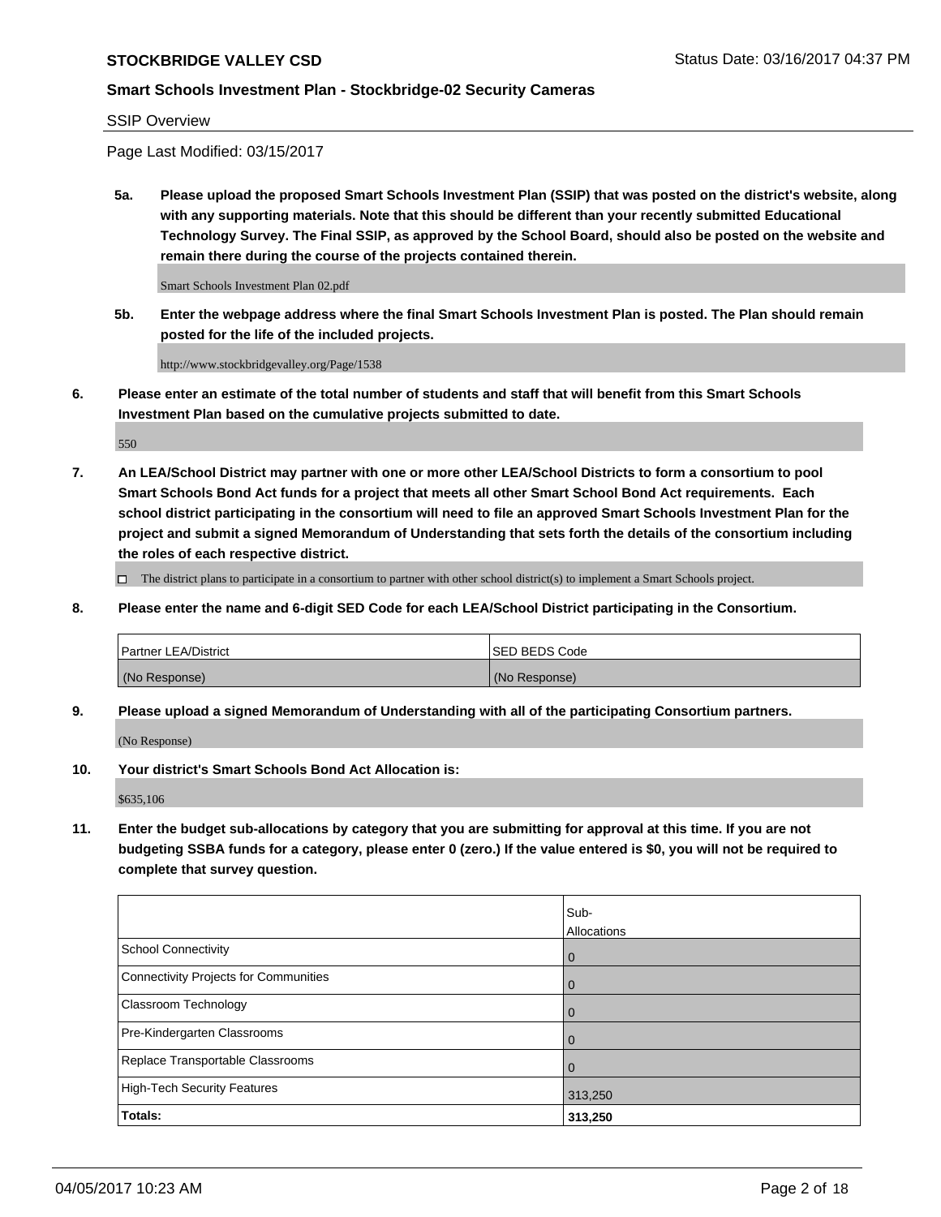**STOCKBRIDGE VALLEY CSD**

**Smart Schools Investment Plan - Stockbridge-02 Security Cameras**

SSIP Overview

Page Last Modified: 03/15/2017

**5a. Please upload the proposed Smart Schools Investment Plan (SSIP) that was posted on the district's website, along with any supporting materials. Note that this should be different than your recently submitted Educational Technology Survey. The Final SSIP, as approved by the School Board, should also be posted on the website and remain there during the course of the projects contained therein.**

Smart Schools Investment Plan 02.pdf

**5b. Enter the webpage address where the final Smart Schools Investment Plan is posted. The Plan should remain posted for the life of the included projects.**

http://www.stockbridgevalley.org/Page/1538

**6. Please enter an estimate of the total number of students and staff that will benefit from this Smart Schools Investment Plan based on the cumulative projects submitted to date.**

550

**7. An LEA/School District may partner with one or more other LEA/School Districts to form a consortium to pool Smart Schools Bond Act funds for a project that meets all other Smart School Bond Act requirements. Each school district participating in the consortium will need to file an approved Smart Schools Investment Plan for the project and submit a signed Memorandum of Understanding that sets forth the details of the consortium including the roles of each respective district.**

☐ The district plans to participate in a consortium to partner with other school district(s) to implement a Smart Schools project.

**8. Please enter the name and 6-digit SED Code for each LEA/School District participating in the Consortium.**

| Partner LEA/District | SED BEDS Code |
|---|---|
| (No Response) | (No Response) |

**9. Please upload a signed Memorandum of Understanding with all of the participating Consortium partners.**

(No Response)

**10. Your district's Smart Schools Bond Act Allocation is:**

$635,106

**11. Enter the budget sub-allocations by category that you are submitting for approval at this time. If you are not budgeting SSBA funds for a category, please enter 0 (zero.) If the value entered is $0, you will not be required to complete that survey question.**

| | Sub-Allocations |
|---|---|
| School Connectivity | 0 |
| Connectivity Projects for Communities | 0 |
| Classroom Technology | 0 |
| Pre-Kindergarten Classrooms | 0 |
| Replace Transportable Classrooms | 0 |
| High-Tech Security Features | 313,250 |
| **Totals:** | **313,250** |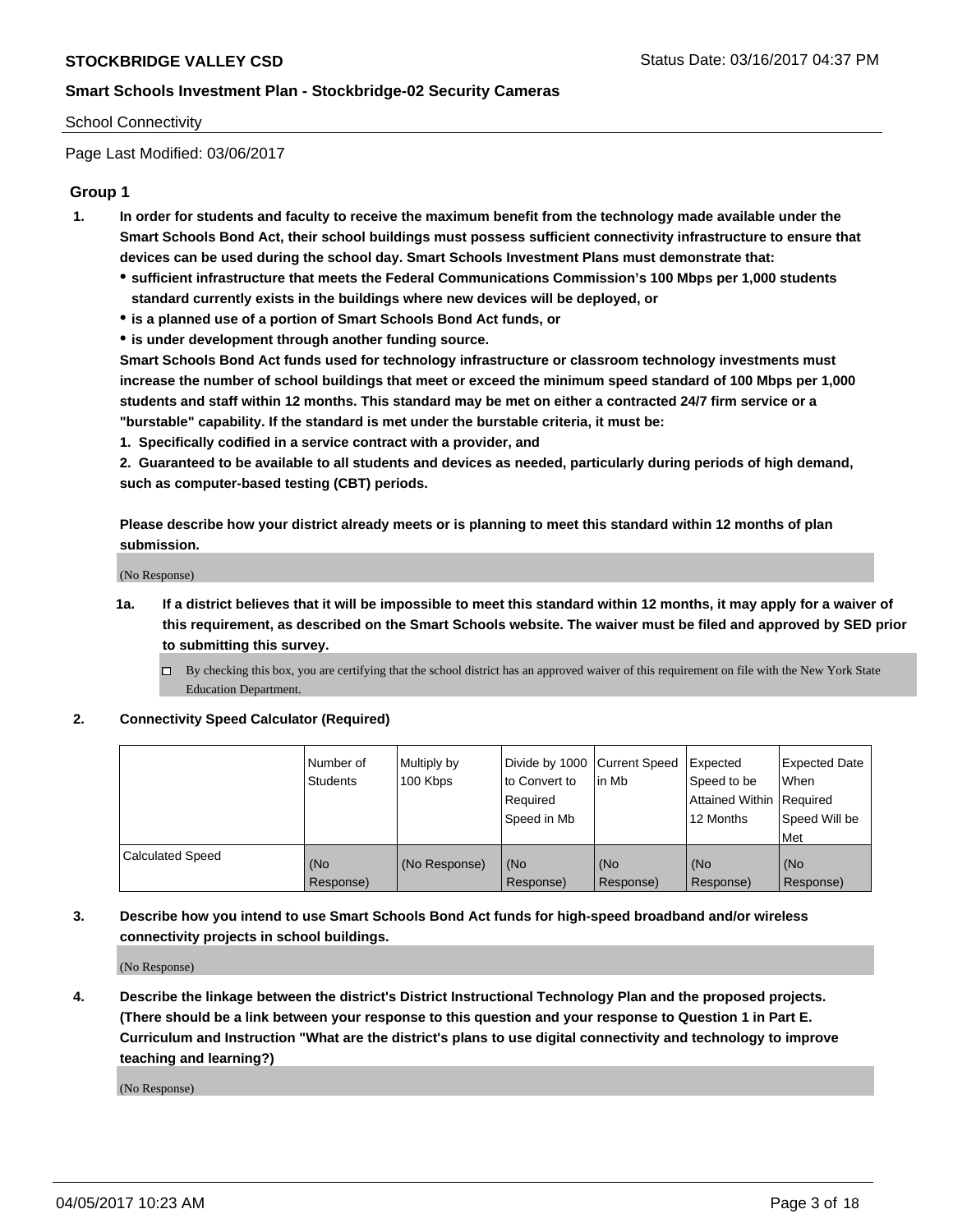School Connectivity

Page Last Modified: 03/06/2017

## Group 1

**1. In order for students and faculty to receive the maximum benefit from the technology made available under the Smart Schools Bond Act, their school buildings must possess sufficient connectivity infrastructure to ensure that devices can be used during the school day. Smart Schools Investment Plans must demonstrate that:**

- **sufficient infrastructure that meets the Federal Communications Commission's 100 Mbps per 1,000 students standard currently exists in the buildings where new devices will be deployed, or**
- **is a planned use of a portion of Smart Schools Bond Act funds, or**
- **is under development through another funding source.**

**Smart Schools Bond Act funds used for technology infrastructure or classroom technology investments must increase the number of school buildings that meet or exceed the minimum speed standard of 100 Mbps per 1,000 students and staff within 12 months. This standard may be met on either a contracted 24/7 firm service or a "burstable" capability. If the standard is met under the burstable criteria, it must be:**

**1. Specifically codified in a service contract with a provider, and**

**2. Guaranteed to be available to all students and devices as needed, particularly during periods of high demand, such as computer-based testing (CBT) periods.**

**Please describe how your district already meets or is planning to meet this standard within 12 months of plan submission.**

(No Response)

**1a. If a district believes that it will be impossible to meet this standard within 12 months, it may apply for a waiver of this requirement, as described on the Smart Schools website. The waiver must be filed and approved by SED prior to submitting this survey.**

☐ By checking this box, you are certifying that the school district has an approved waiver of this requirement on file with the New York State Education Department.

**2. Connectivity Speed Calculator (Required)**

| | Number of Students | Multiply by 100 Kbps | Divide by 1000 to Convert to Required Speed in Mb | Current Speed in Mb | Expected Speed to be Attained Within 12 Months | Expected Date When Required Speed Will be Met |
|---|---|---|---|---|---|---|
| Calculated Speed | (No Response) | (No Response) | (No Response) | (No Response) | (No Response) | (No Response) |

**3. Describe how you intend to use Smart Schools Bond Act funds for high-speed broadband and/or wireless connectivity projects in school buildings.**

(No Response)

**4. Describe the linkage between the district's District Instructional Technology Plan and the proposed projects. (There should be a link between your response to this question and your response to Question 1 in Part E. Curriculum and Instruction "What are the district's plans to use digital connectivity and technology to improve teaching and learning?)**

(No Response)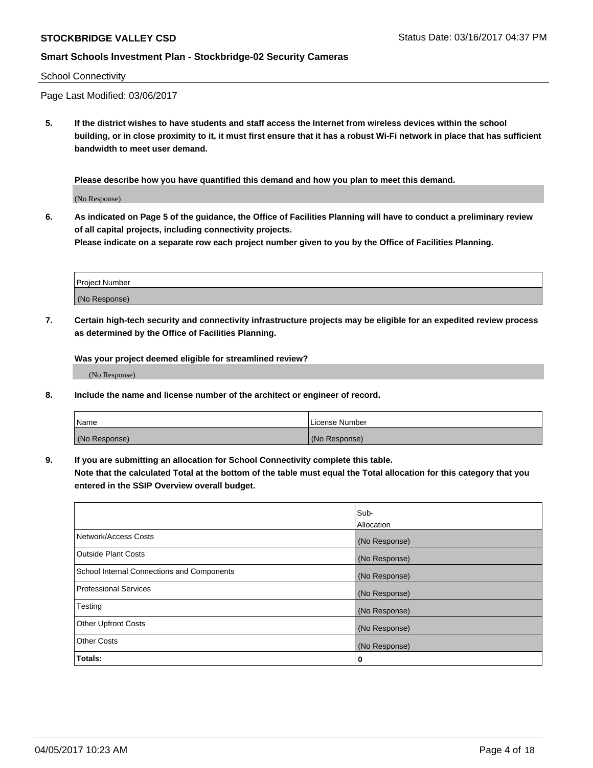School Connectivity

Page Last Modified: 03/06/2017

**5. If the district wishes to have students and staff access the Internet from wireless devices within the school building, or in close proximity to it, it must first ensure that it has a robust Wi-Fi network in place that has sufficient bandwidth to meet user demand.**

**Please describe how you have quantified this demand and how you plan to meet this demand.**

(No Response)

**6. As indicated on Page 5 of the guidance, the Office of Facilities Planning will have to conduct a preliminary review of all capital projects, including connectivity projects.**
**Please indicate on a separate row each project number given to you by the Office of Facilities Planning.**

| Project Number |
|---|
| (No Response) |

**7. Certain high-tech security and connectivity infrastructure projects may be eligible for an expedited review process as determined by the Office of Facilities Planning.**

**Was your project deemed eligible for streamlined review?**

(No Response)

**8. Include the name and license number of the architect or engineer of record.**

| Name | License Number |
|---|---|
| (No Response) | (No Response) |

**9. If you are submitting an allocation for School Connectivity complete this table.**
**Note that the calculated Total at the bottom of the table must equal the Total allocation for this category that you entered in the SSIP Overview overall budget.**

| | Sub-Allocation |
|---|---|
| Network/Access Costs | (No Response) |
| Outside Plant Costs | (No Response) |
| School Internal Connections and Components | (No Response) |
| Professional Services | (No Response) |
| Testing | (No Response) |
| Other Upfront Costs | (No Response) |
| Other Costs | (No Response) |
| **Totals:** | **0** |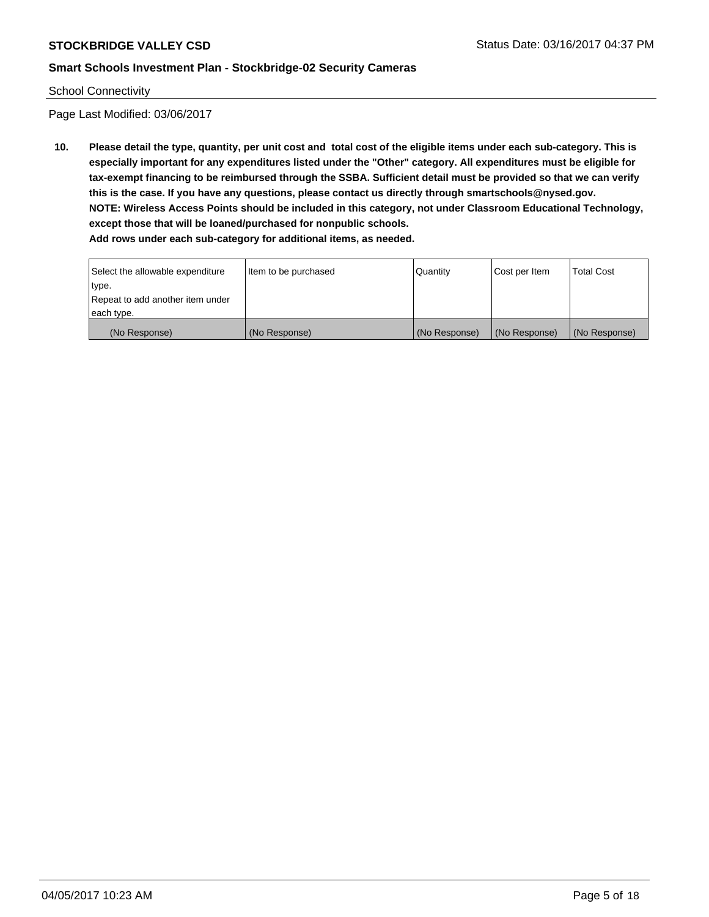School Connectivity

Page Last Modified: 03/06/2017

**10. Please detail the type, quantity, per unit cost and total cost of the eligible items under each sub-category. This is especially important for any expenditures listed under the "Other" category. All expenditures must be eligible for tax-exempt financing to be reimbursed through the SSBA. Sufficient detail must be provided so that we can verify this is the case. If you have any questions, please contact us directly through smartschools@nysed.gov.**
**NOTE: Wireless Access Points should be included in this category, not under Classroom Educational Technology, except those that will be loaned/purchased for nonpublic schools.**
**Add rows under each sub-category for additional items, as needed.**

| Select the allowable expenditure type. Repeat to add another item under each type. | Item to be purchased | Quantity | Cost per Item | Total Cost |
|---|---|---|---|---|
| (No Response) | (No Response) | (No Response) | (No Response) | (No Response) |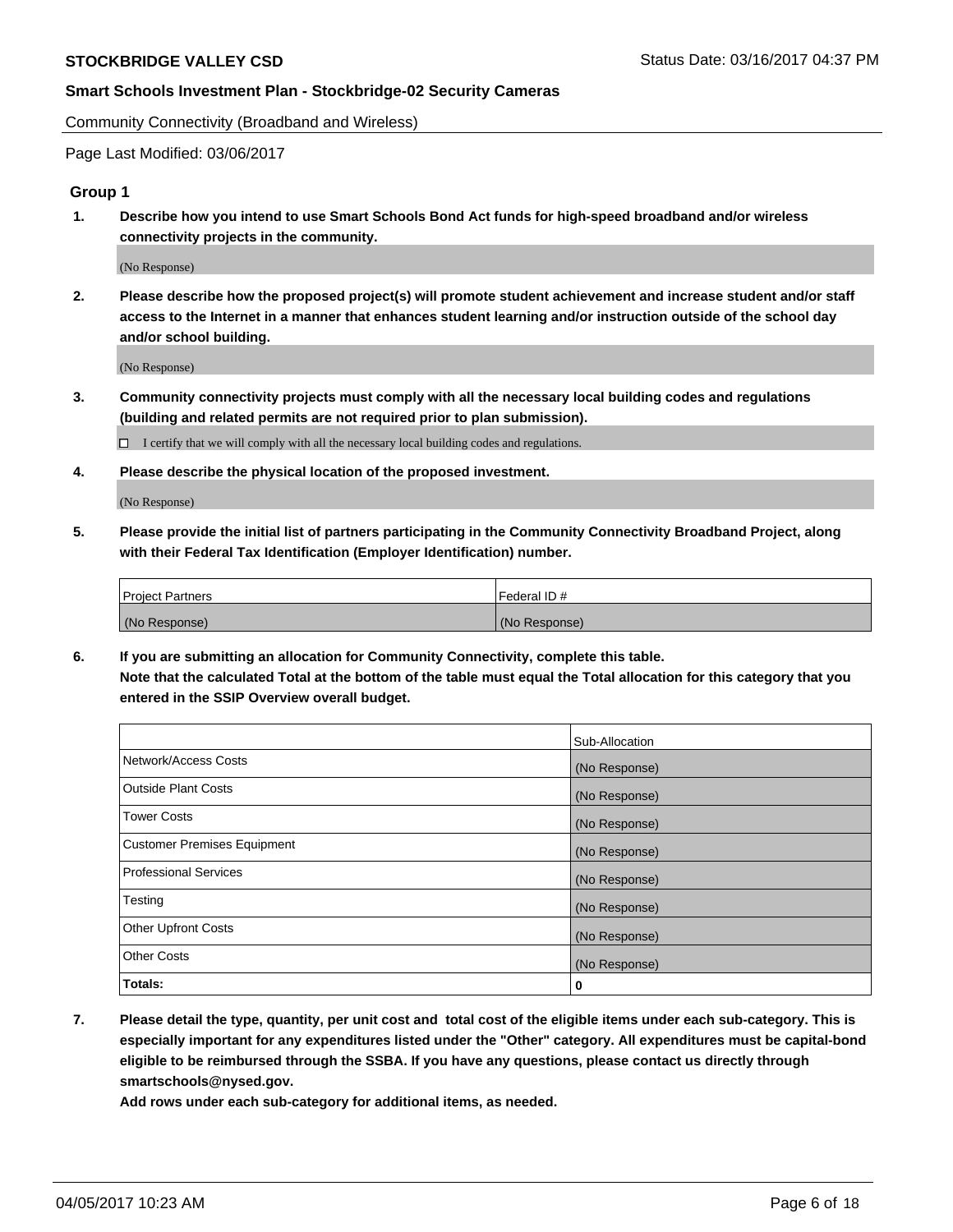Community Connectivity (Broadband and Wireless)

Page Last Modified: 03/06/2017

## Group 1

**1. Describe how you intend to use Smart Schools Bond Act funds for high-speed broadband and/or wireless connectivity projects in the community.**

(No Response)

**2. Please describe how the proposed project(s) will promote student achievement and increase student and/or staff access to the Internet in a manner that enhances student learning and/or instruction outside of the school day and/or school building.**

(No Response)

**3. Community connectivity projects must comply with all the necessary local building codes and regulations (building and related permits are not required prior to plan submission).**

☐ I certify that we will comply with all the necessary local building codes and regulations.

**4. Please describe the physical location of the proposed investment.**

(No Response)

**5. Please provide the initial list of partners participating in the Community Connectivity Broadband Project, along with their Federal Tax Identification (Employer Identification) number.**

| Project Partners | Federal ID # |
|---|---|
| (No Response) | (No Response) |

**6. If you are submitting an allocation for Community Connectivity, complete this table. Note that the calculated Total at the bottom of the table must equal the Total allocation for this category that you entered in the SSIP Overview overall budget.**

| | Sub-Allocation |
|---|---|
| Network/Access Costs | (No Response) |
| Outside Plant Costs | (No Response) |
| Tower Costs | (No Response) |
| Customer Premises Equipment | (No Response) |
| Professional Services | (No Response) |
| Testing | (No Response) |
| Other Upfront Costs | (No Response) |
| Other Costs | (No Response) |
| **Totals:** | **0** |

**7. Please detail the type, quantity, per unit cost and total cost of the eligible items under each sub-category. This is especially important for any expenditures listed under the "Other" category. All expenditures must be capital-bond eligible to be reimbursed through the SSBA. If you have any questions, please contact us directly through smartschools@nysed.gov.**

**Add rows under each sub-category for additional items, as needed.**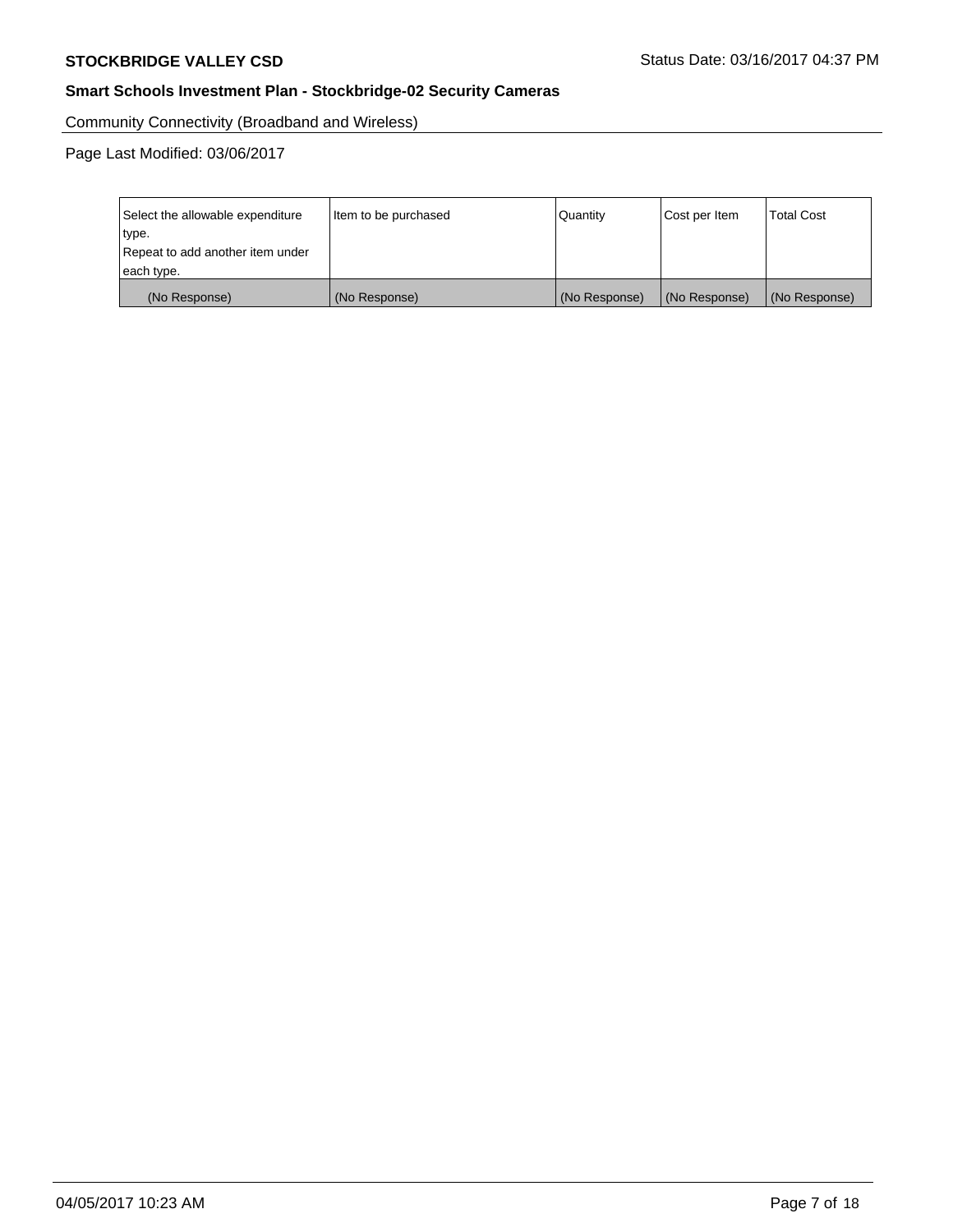Community Connectivity (Broadband and Wireless)

Page Last Modified: 03/06/2017

| Select the allowable expenditure type. Repeat to add another item under each type. | Item to be purchased | Quantity | Cost per Item | Total Cost |
| --- | --- | --- | --- | --- |
| (No Response) | (No Response) | (No Response) | (No Response) | (No Response) |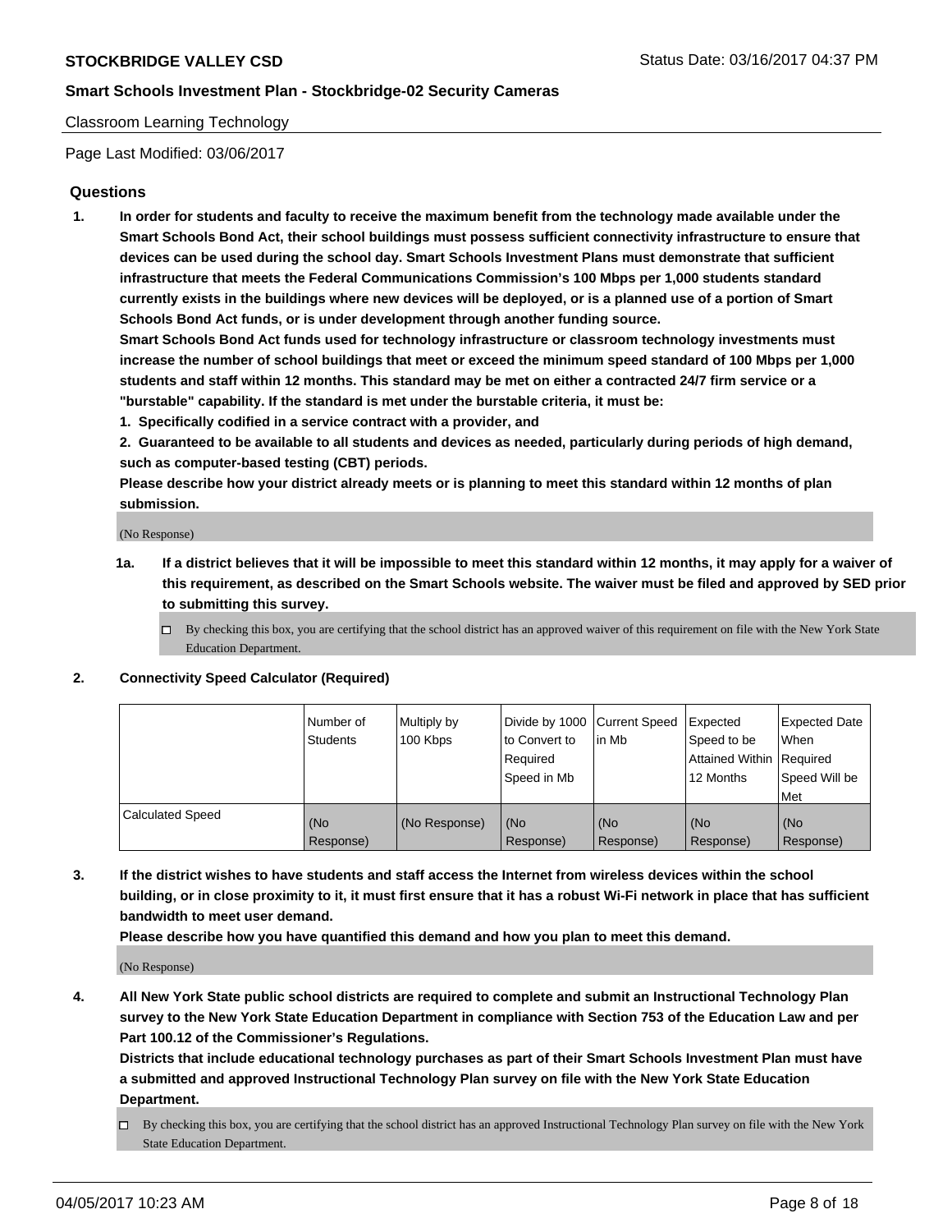Classroom Learning Technology

Page Last Modified: 03/06/2017

## Questions

**1. In order for students and faculty to receive the maximum benefit from the technology made available under the Smart Schools Bond Act, their school buildings must possess sufficient connectivity infrastructure to ensure that devices can be used during the school day. Smart Schools Investment Plans must demonstrate that sufficient infrastructure that meets the Federal Communications Commission's 100 Mbps per 1,000 students standard currently exists in the buildings where new devices will be deployed, or is a planned use of a portion of Smart Schools Bond Act funds, or is under development through another funding source.**

**Smart Schools Bond Act funds used for technology infrastructure or classroom technology investments must increase the number of school buildings that meet or exceed the minimum speed standard of 100 Mbps per 1,000 students and staff within 12 months. This standard may be met on either a contracted 24/7 firm service or a "burstable" capability. If the standard is met under the burstable criteria, it must be:**

**1. Specifically codified in a service contract with a provider, and**

**2. Guaranteed to be available to all students and devices as needed, particularly during periods of high demand, such as computer-based testing (CBT) periods.**

**Please describe how your district already meets or is planning to meet this standard within 12 months of plan submission.**

(No Response)

**1a. If a district believes that it will be impossible to meet this standard within 12 months, it may apply for a waiver of this requirement, as described on the Smart Schools website. The waiver must be filed and approved by SED prior to submitting this survey.**

☐ By checking this box, you are certifying that the school district has an approved waiver of this requirement on file with the New York State Education Department.

**2. Connectivity Speed Calculator (Required)**

| | Number of Students | Multiply by 100 Kbps | Divide by 1000 to Convert to Required Speed in Mb | Current Speed in Mb | Expected Speed to be Attained Within 12 Months | Expected Date When Required Speed Will be Met |
|---|---|---|---|---|---|---|
| Calculated Speed | (No Response) | (No Response) | (No Response) | (No Response) | (No Response) | (No Response) |

**3. If the district wishes to have students and staff access the Internet from wireless devices within the school building, or in close proximity to it, it must first ensure that it has a robust Wi-Fi network in place that has sufficient bandwidth to meet user demand.**

**Please describe how you have quantified this demand and how you plan to meet this demand.**

(No Response)

**4. All New York State public school districts are required to complete and submit an Instructional Technology Plan survey to the New York State Education Department in compliance with Section 753 of the Education Law and per Part 100.12 of the Commissioner's Regulations.**

**Districts that include educational technology purchases as part of their Smart Schools Investment Plan must have a submitted and approved Instructional Technology Plan survey on file with the New York State Education Department.**

☐ By checking this box, you are certifying that the school district has an approved Instructional Technology Plan survey on file with the New York State Education Department.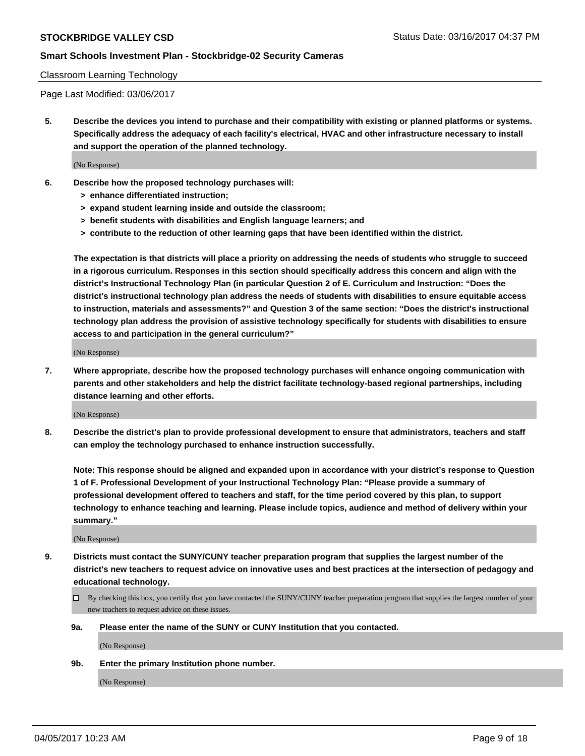Classroom Learning Technology

Page Last Modified: 03/06/2017

**5. Describe the devices you intend to purchase and their compatibility with existing or planned platforms or systems. Specifically address the adequacy of each facility's electrical, HVAC and other infrastructure necessary to install and support the operation of the planned technology.**

(No Response)

**6. Describe how the proposed technology purchases will:**
- **> enhance differentiated instruction;**
- **> expand student learning inside and outside the classroom;**
- **> benefit students with disabilities and English language learners; and**
- **> contribute to the reduction of other learning gaps that have been identified within the district.**

**The expectation is that districts will place a priority on addressing the needs of students who struggle to succeed in a rigorous curriculum. Responses in this section should specifically address this concern and align with the district's Instructional Technology Plan (in particular Question 2 of E. Curriculum and Instruction: "Does the district's instructional technology plan address the needs of students with disabilities to ensure equitable access to instruction, materials and assessments?" and Question 3 of the same section: "Does the district's instructional technology plan address the provision of assistive technology specifically for students with disabilities to ensure access to and participation in the general curriculum?"**

(No Response)

**7. Where appropriate, describe how the proposed technology purchases will enhance ongoing communication with parents and other stakeholders and help the district facilitate technology-based regional partnerships, including distance learning and other efforts.**

(No Response)

**8. Describe the district's plan to provide professional development to ensure that administrators, teachers and staff can employ the technology purchased to enhance instruction successfully.**

**Note: This response should be aligned and expanded upon in accordance with your district's response to Question 1 of F. Professional Development of your Instructional Technology Plan: "Please provide a summary of professional development offered to teachers and staff, for the time period covered by this plan, to support technology to enhance teaching and learning. Please include topics, audience and method of delivery within your summary."**

(No Response)

**9. Districts must contact the SUNY/CUNY teacher preparation program that supplies the largest number of the district's new teachers to request advice on innovative uses and best practices at the intersection of pedagogy and educational technology.**

☐ By checking this box, you certify that you have contacted the SUNY/CUNY teacher preparation program that supplies the largest number of your new teachers to request advice on these issues.

**9a. Please enter the name of the SUNY or CUNY Institution that you contacted.**

(No Response)

**9b. Enter the primary Institution phone number.**

(No Response)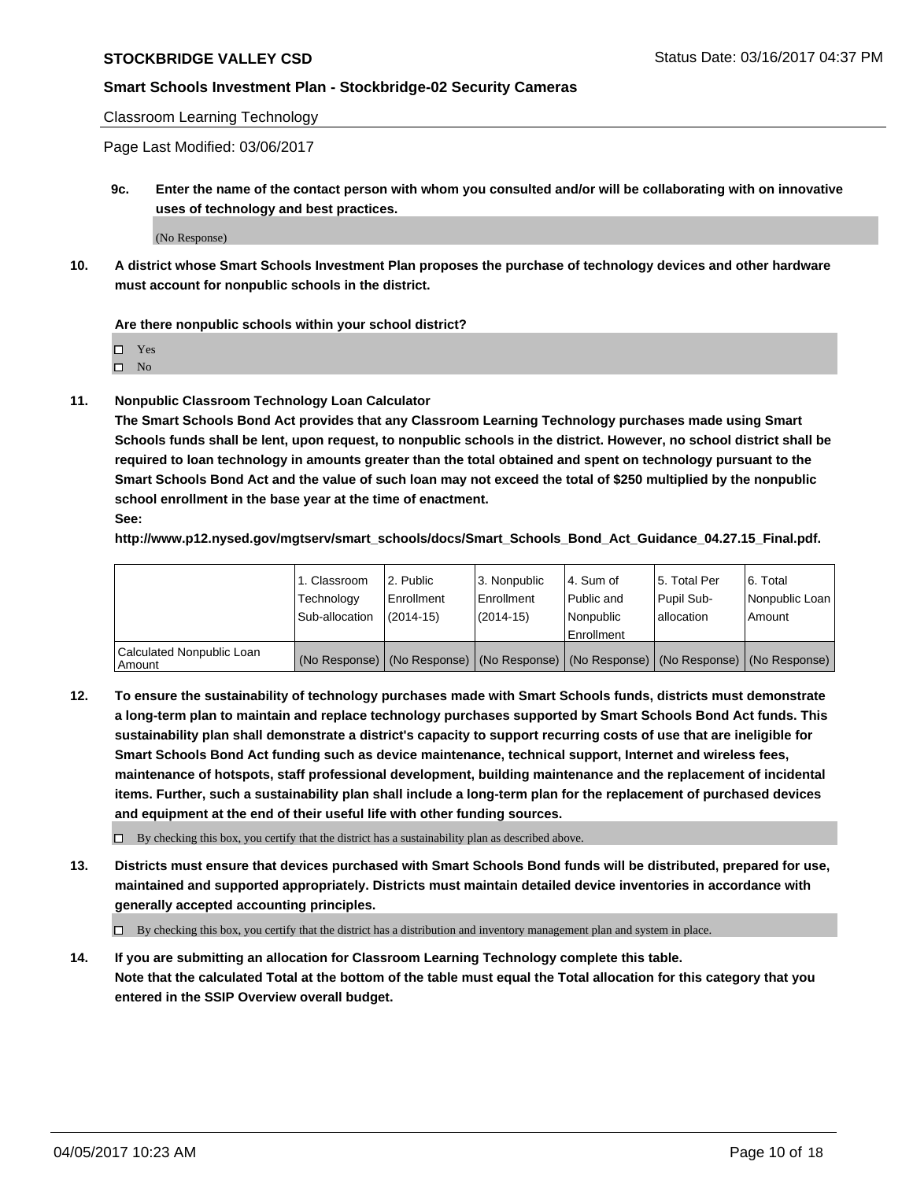Classroom Learning Technology

Page Last Modified: 03/06/2017

**9c. Enter the name of the contact person with whom you consulted and/or will be collaborating with on innovative uses of technology and best practices.**

(No Response)

**10. A district whose Smart Schools Investment Plan proposes the purchase of technology devices and other hardware must account for nonpublic schools in the district.**

**Are there nonpublic schools within your school district?**

- ☐ Yes
- ☐ No

**11. Nonpublic Classroom Technology Loan Calculator**

**The Smart Schools Bond Act provides that any Classroom Learning Technology purchases made using Smart Schools funds shall be lent, upon request, to nonpublic schools in the district. However, no school district shall be required to loan technology in amounts greater than the total obtained and spent on technology pursuant to the Smart Schools Bond Act and the value of such loan may not exceed the total of $250 multiplied by the nonpublic school enrollment in the base year at the time of enactment.**

**See:**

**http://www.p12.nysed.gov/mgtserv/smart_schools/docs/Smart_Schools_Bond_Act_Guidance_04.27.15_Final.pdf.**

| | 1. Classroom Technology Sub-allocation | 2. Public Enrollment (2014-15) | 3. Nonpublic Enrollment (2014-15) | 4. Sum of Public and Nonpublic Enrollment | 5. Total Per Pupil Sub-allocation | 6. Total Nonpublic Loan Amount |
|---|---|---|---|---|---|---|
| Calculated Nonpublic Loan Amount | (No Response) | (No Response) | (No Response) | (No Response) | (No Response) | (No Response) |

**12. To ensure the sustainability of technology purchases made with Smart Schools funds, districts must demonstrate a long-term plan to maintain and replace technology purchases supported by Smart Schools Bond Act funds. This sustainability plan shall demonstrate a district's capacity to support recurring costs of use that are ineligible for Smart Schools Bond Act funding such as device maintenance, technical support, Internet and wireless fees, maintenance of hotspots, staff professional development, building maintenance and the replacement of incidental items. Further, such a sustainability plan shall include a long-term plan for the replacement of purchased devices and equipment at the end of their useful life with other funding sources.**

☐ By checking this box, you certify that the district has a sustainability plan as described above.

**13. Districts must ensure that devices purchased with Smart Schools Bond funds will be distributed, prepared for use, maintained and supported appropriately. Districts must maintain detailed device inventories in accordance with generally accepted accounting principles.**

☐ By checking this box, you certify that the district has a distribution and inventory management plan and system in place.

**14. If you are submitting an allocation for Classroom Learning Technology complete this table. Note that the calculated Total at the bottom of the table must equal the Total allocation for this category that you entered in the SSIP Overview overall budget.**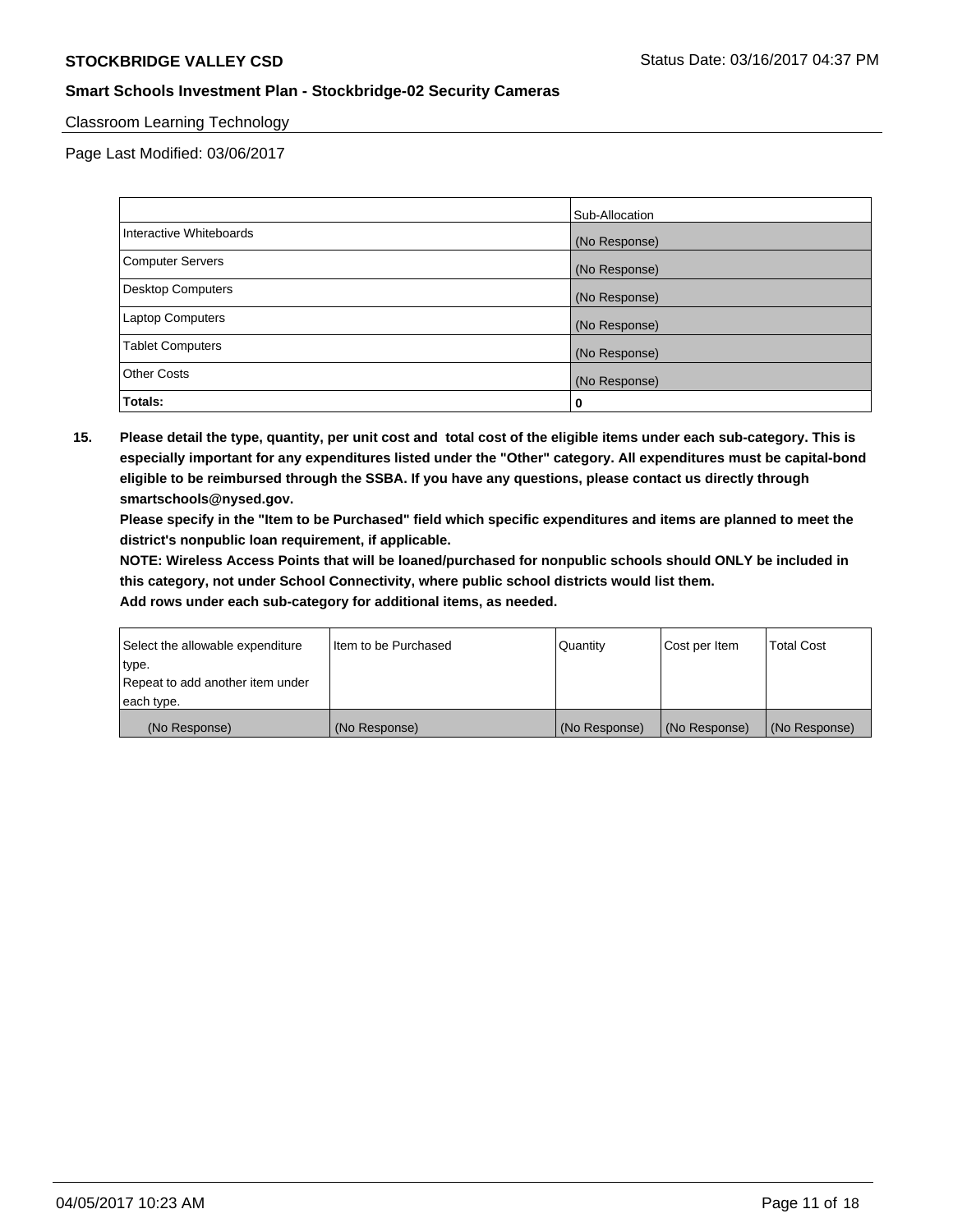Classroom Learning Technology

Page Last Modified: 03/06/2017

| | Sub-Allocation |
|---|---|
| Interactive Whiteboards | (No Response) |
| Computer Servers | (No Response) |
| Desktop Computers | (No Response) |
| Laptop Computers | (No Response) |
| Tablet Computers | (No Response) |
| Other Costs | (No Response) |
| **Totals:** | **0** |

**15. Please detail the type, quantity, per unit cost and total cost of the eligible items under each sub-category. This is especially important for any expenditures listed under the "Other" category. All expenditures must be capital-bond eligible to be reimbursed through the SSBA. If you have any questions, please contact us directly through smartschools@nysed.gov.**

**Please specify in the "Item to be Purchased" field which specific expenditures and items are planned to meet the district's nonpublic loan requirement, if applicable.**

**NOTE: Wireless Access Points that will be loaned/purchased for nonpublic schools should ONLY be included in this category, not under School Connectivity, where public school districts would list them.**

**Add rows under each sub-category for additional items, as needed.**

| Select the allowable expenditure type. Repeat to add another item under each type. | Item to be Purchased | Quantity | Cost per Item | Total Cost |
|---|---|---|---|---|
| (No Response) | (No Response) | (No Response) | (No Response) | (No Response) |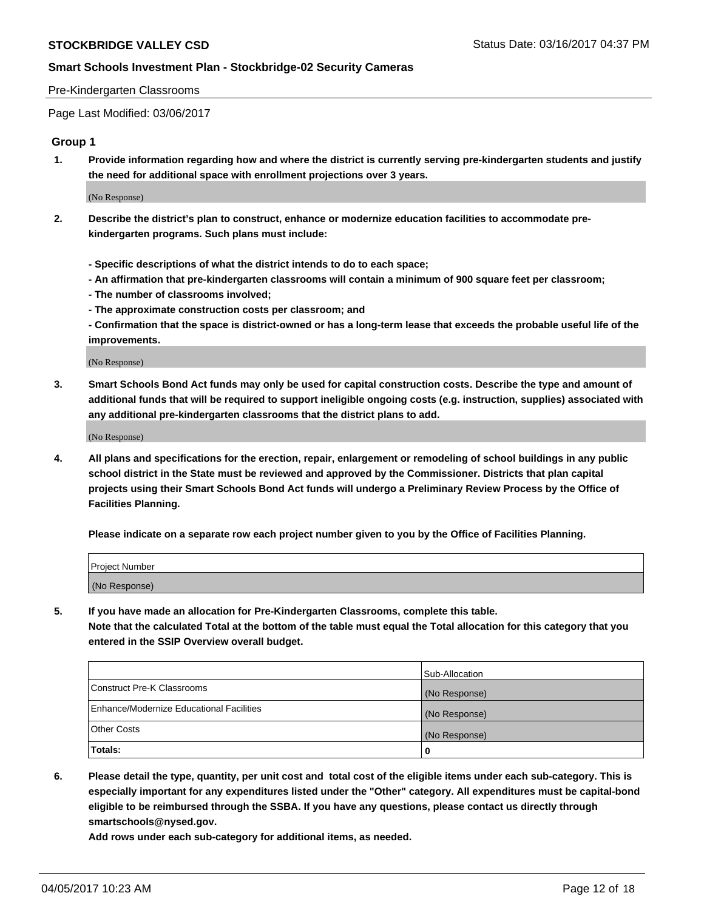Pre-Kindergarten Classrooms

Page Last Modified: 03/06/2017

## Group 1

1. **Provide information regarding how and where the district is currently serving pre-kindergarten students and justify the need for additional space with enrollment projections over 3 years.**

(No Response)

2. **Describe the district's plan to construct, enhance or modernize education facilities to accommodate pre-kindergarten programs. Such plans must include:**

   **- Specific descriptions of what the district intends to do to each space;**
   **- An affirmation that pre-kindergarten classrooms will contain a minimum of 900 square feet per classroom;**
   **- The number of classrooms involved;**
   **- The approximate construction costs per classroom; and**
   **- Confirmation that the space is district-owned or has a long-term lease that exceeds the probable useful life of the improvements.**

(No Response)

3. **Smart Schools Bond Act funds may only be used for capital construction costs. Describe the type and amount of additional funds that will be required to support ineligible ongoing costs (e.g. instruction, supplies) associated with any additional pre-kindergarten classrooms that the district plans to add.**

(No Response)

4. **All plans and specifications for the erection, repair, enlargement or remodeling of school buildings in any public school district in the State must be reviewed and approved by the Commissioner. Districts that plan capital projects using their Smart Schools Bond Act funds will undergo a Preliminary Review Process by the Office of Facilities Planning.**

   **Please indicate on a separate row each project number given to you by the Office of Facilities Planning.**

| Project Number |
|---|
| (No Response) |

5. **If you have made an allocation for Pre-Kindergarten Classrooms, complete this table.**
   **Note that the calculated Total at the bottom of the table must equal the Total allocation for this category that you entered in the SSIP Overview overall budget.**

| | Sub-Allocation |
|---|---|
| Construct Pre-K Classrooms | (No Response) |
| Enhance/Modernize Educational Facilities | (No Response) |
| Other Costs | (No Response) |
| **Totals:** | **0** |

6. **Please detail the type, quantity, per unit cost and total cost of the eligible items under each sub-category. This is especially important for any expenditures listed under the "Other" category. All expenditures must be capital-bond eligible to be reimbursed through the SSBA. If you have any questions, please contact us directly through smartschools@nysed.gov.**

   **Add rows under each sub-category for additional items, as needed.**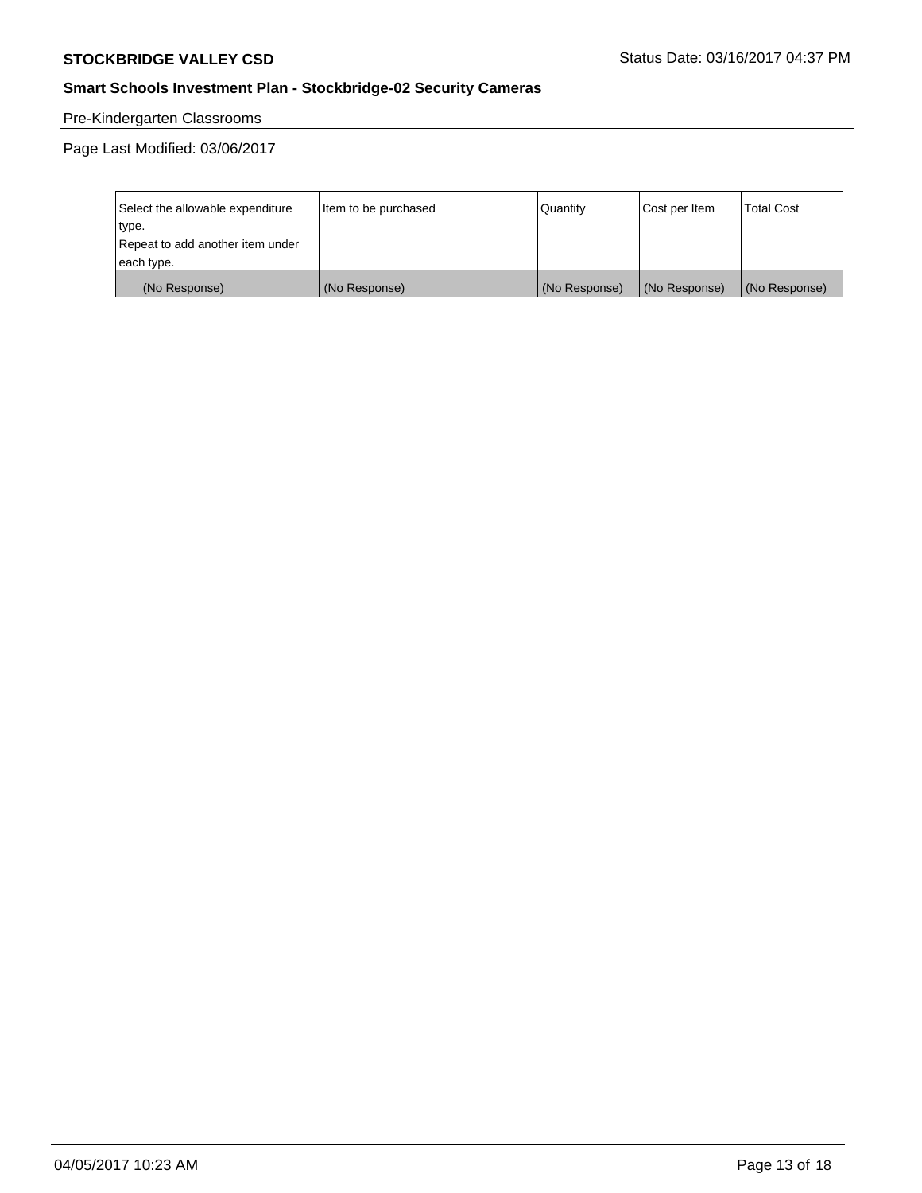Pre-Kindergarten Classrooms

Page Last Modified: 03/06/2017

| Select the allowable expenditure type. Repeat to add another item under each type. | Item to be purchased | Quantity | Cost per Item | Total Cost |
|---|---|---|---|---|
| (No Response) | (No Response) | (No Response) | (No Response) | (No Response) |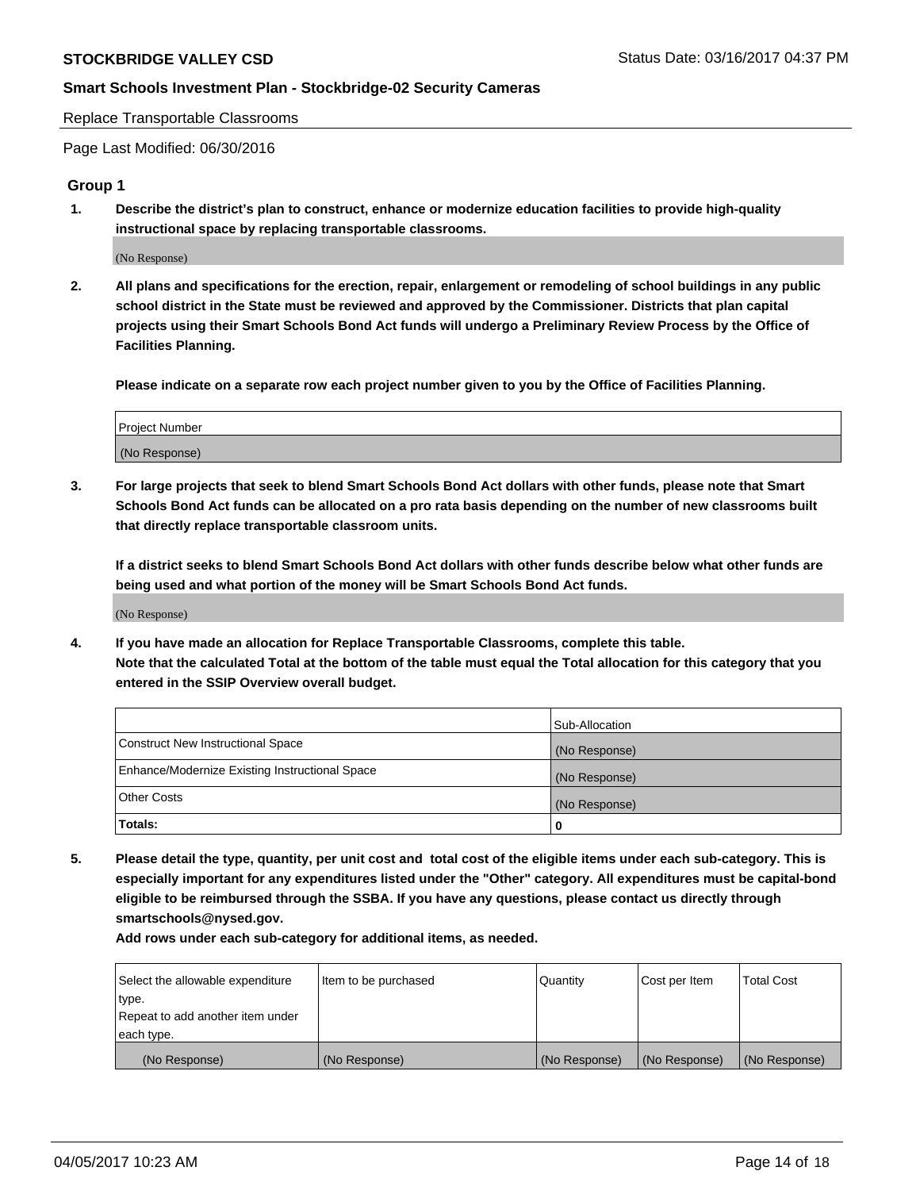Replace Transportable Classrooms

Page Last Modified: 06/30/2016

## Group 1

**1. Describe the district's plan to construct, enhance or modernize education facilities to provide high-quality instructional space by replacing transportable classrooms.**

(No Response)

**2. All plans and specifications for the erection, repair, enlargement or remodeling of school buildings in any public school district in the State must be reviewed and approved by the Commissioner. Districts that plan capital projects using their Smart Schools Bond Act funds will undergo a Preliminary Review Process by the Office of Facilities Planning.**

**Please indicate on a separate row each project number given to you by the Office of Facilities Planning.**

| Project Number |
| --- |
| (No Response) |

**3. For large projects that seek to blend Smart Schools Bond Act dollars with other funds, please note that Smart Schools Bond Act funds can be allocated on a pro rata basis depending on the number of new classrooms built that directly replace transportable classroom units.**

**If a district seeks to blend Smart Schools Bond Act dollars with other funds describe below what other funds are being used and what portion of the money will be Smart Schools Bond Act funds.**

(No Response)

**4. If you have made an allocation for Replace Transportable Classrooms, complete this table. Note that the calculated Total at the bottom of the table must equal the Total allocation for this category that you entered in the SSIP Overview overall budget.**

| | Sub-Allocation |
| --- | --- |
| Construct New Instructional Space | (No Response) |
| Enhance/Modernize Existing Instructional Space | (No Response) |
| Other Costs | (No Response) |
| **Totals:** | 0 |

**5. Please detail the type, quantity, per unit cost and total cost of the eligible items under each sub-category. This is especially important for any expenditures listed under the "Other" category. All expenditures must be capital-bond eligible to be reimbursed through the SSBA. If you have any questions, please contact us directly through smartschools@nysed.gov.**

**Add rows under each sub-category for additional items, as needed.**

| Select the allowable expenditure type. Repeat to add another item under each type. | Item to be purchased | Quantity | Cost per Item | Total Cost |
| --- | --- | --- | --- | --- |
| (No Response) | (No Response) | (No Response) | (No Response) | (No Response) |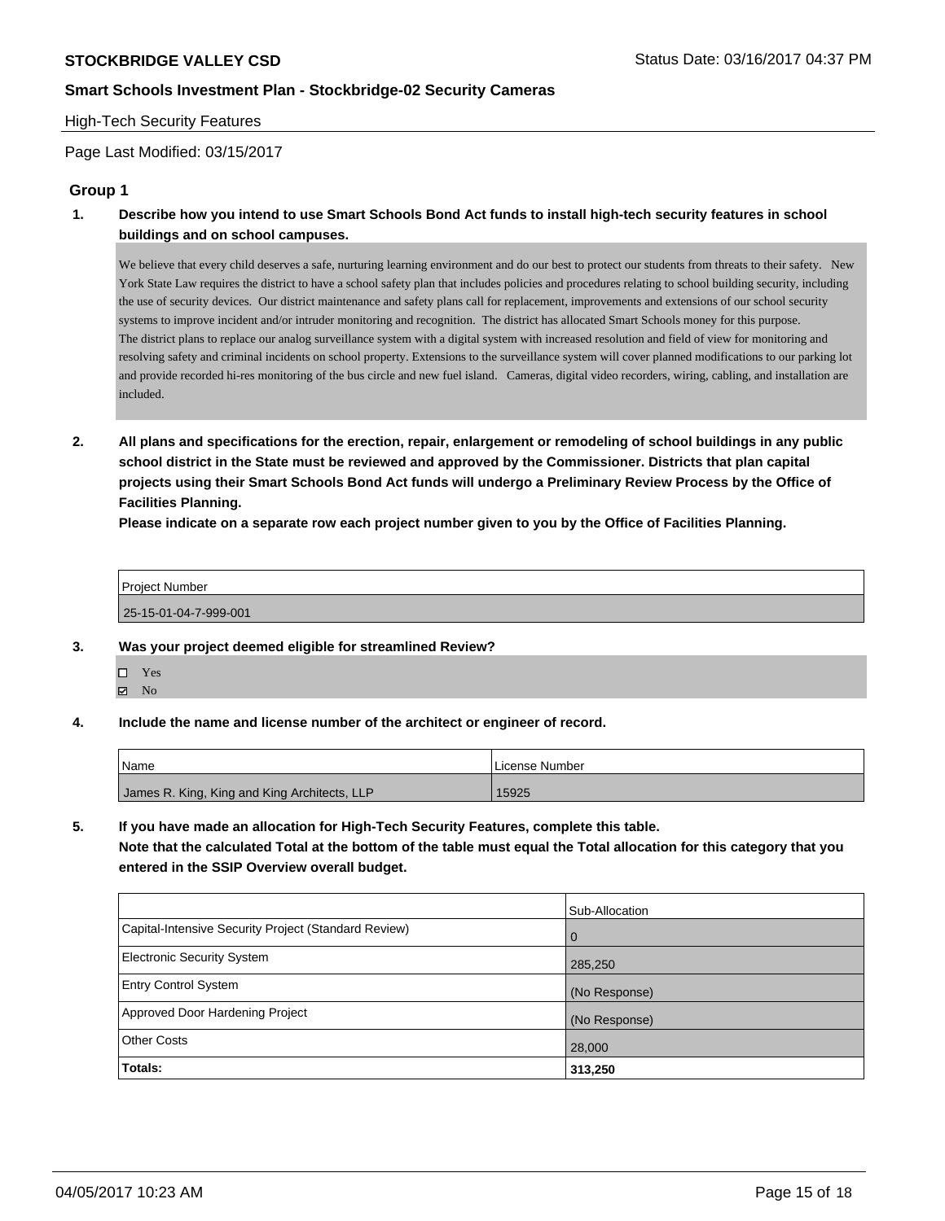## High-Tech Security Features

Page Last Modified: 03/15/2017

### Group 1

**1. Describe how you intend to use Smart Schools Bond Act funds to install high-tech security features in school buildings and on school campuses.**

We believe that every child deserves a safe, nurturing learning environment and do our best to protect our students from threats to their safety. New York State Law requires the district to have a school safety plan that includes policies and procedures relating to school building security, including the use of security devices. Our district maintenance and safety plans call for replacement, improvements and extensions of our school security systems to improve incident and/or intruder monitoring and recognition. The district has allocated Smart Schools money for this purpose.
The district plans to replace our analog surveillance system with a digital system with increased resolution and field of view for monitoring and resolving safety and criminal incidents on school property. Extensions to the surveillance system will cover planned modifications to our parking lot and provide recorded hi-res monitoring of the bus circle and new fuel island. Cameras, digital video recorders, wiring, cabling, and installation are included.

**2. All plans and specifications for the erection, repair, enlargement or remodeling of school buildings in any public school district in the State must be reviewed and approved by the Commissioner. Districts that plan capital projects using their Smart Schools Bond Act funds will undergo a Preliminary Review Process by the Office of Facilities Planning.**
**Please indicate on a separate row each project number given to you by the Office of Facilities Planning.**

| Project Number |
|---|
| 25-15-01-04-7-999-001 |

**3. Was your project deemed eligible for streamlined Review?**

- ☐ Yes
- ☑ No

**4. Include the name and license number of the architect or engineer of record.**

| Name | License Number |
|---|---|
| James R. King, King and King Architects, LLP | 15925 |

**5. If you have made an allocation for High-Tech Security Features, complete this table.**
**Note that the calculated Total at the bottom of the table must equal the Total allocation for this category that you entered in the SSIP Overview overall budget.**

| | Sub-Allocation |
|---|---|
| Capital-Intensive Security Project (Standard Review) | 0 |
| Electronic Security System | 285,250 |
| Entry Control System | (No Response) |
| Approved Door Hardening Project | (No Response) |
| Other Costs | 28,000 |
| **Totals:** | **313,250** |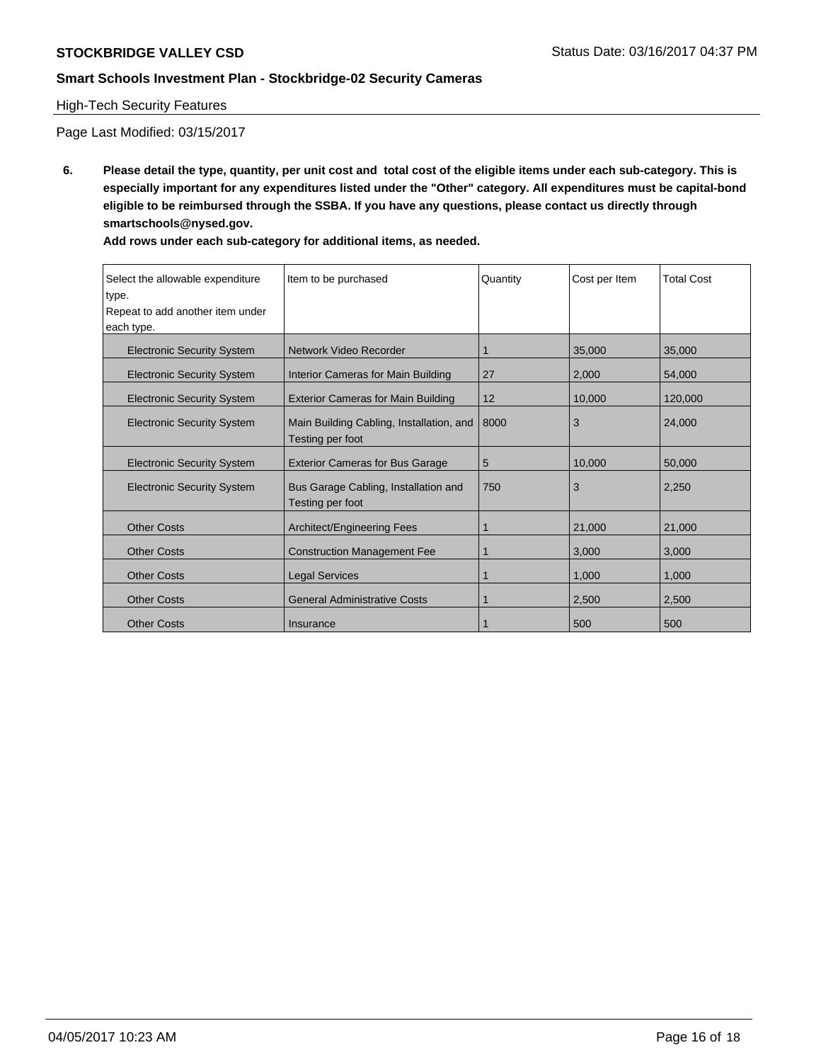High-Tech Security Features

Page Last Modified: 03/15/2017

**6. Please detail the type, quantity, per unit cost and total cost of the eligible items under each sub-category. This is especially important for any expenditures listed under the "Other" category. All expenditures must be capital-bond eligible to be reimbursed through the SSBA. If you have any questions, please contact us directly through smartschools@nysed.gov.**

**Add rows under each sub-category for additional items, as needed.**

| Select the allowable expenditure type. Repeat to add another item under each type. | Item to be purchased | Quantity | Cost per Item | Total Cost |
|---|---|---|---|---|
| Electronic Security System | Network Video Recorder | 1 | 35,000 | 35,000 |
| Electronic Security System | Interior Cameras for Main Building | 27 | 2,000 | 54,000 |
| Electronic Security System | Exterior Cameras for Main Building | 12 | 10,000 | 120,000 |
| Electronic Security System | Main Building Cabling, Installation, and Testing per foot | 8000 | 3 | 24,000 |
| Electronic Security System | Exterior Cameras for Bus Garage | 5 | 10,000 | 50,000 |
| Electronic Security System | Bus Garage Cabling, Installation and Testing per foot | 750 | 3 | 2,250 |
| Other Costs | Architect/Engineering Fees | 1 | 21,000 | 21,000 |
| Other Costs | Construction Management Fee | 1 | 3,000 | 3,000 |
| Other Costs | Legal Services | 1 | 1,000 | 1,000 |
| Other Costs | General Administrative Costs | 1 | 2,500 | 2,500 |
| Other Costs | Insurance | 1 | 500 | 500 |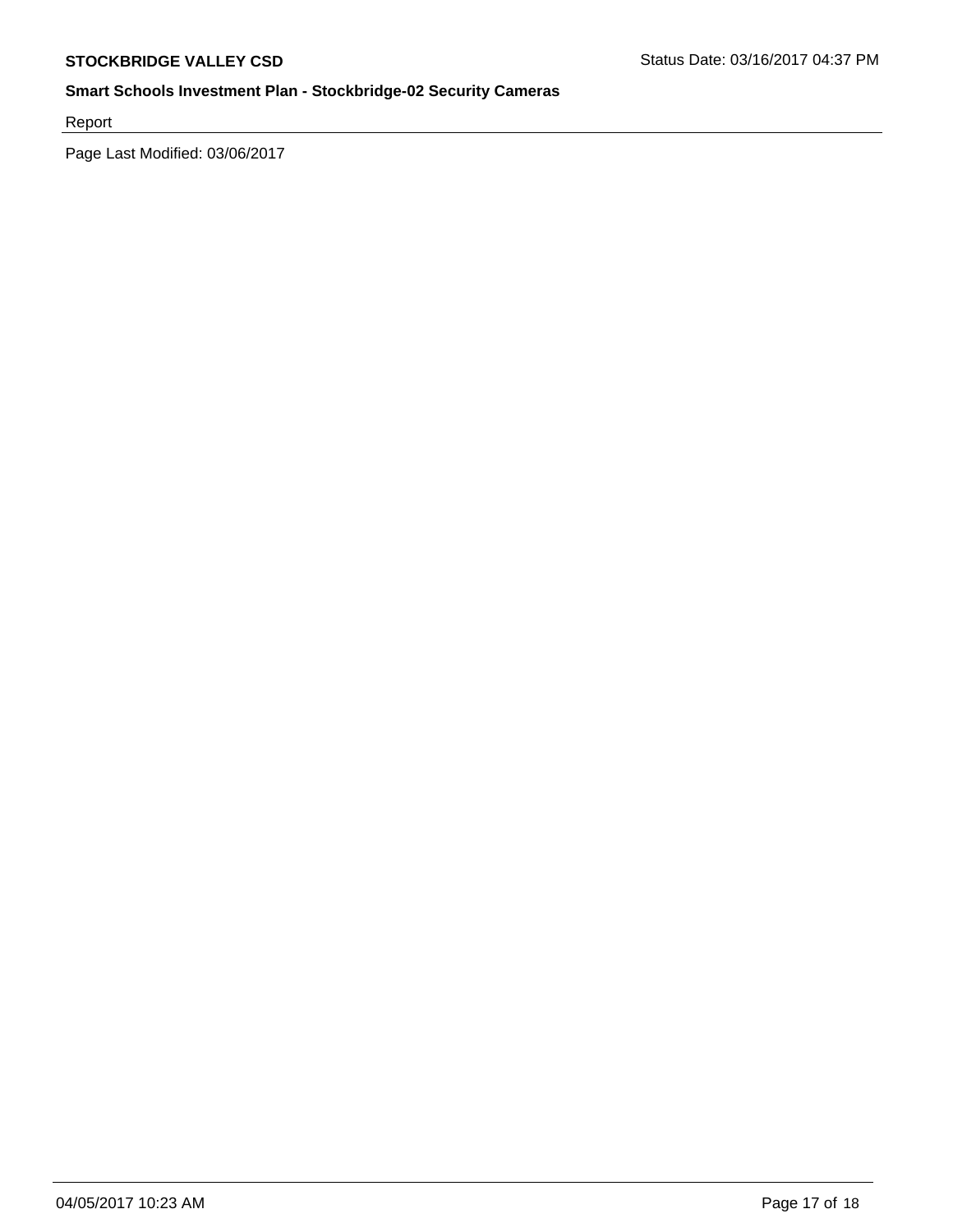Report

Page Last Modified: 03/06/2017